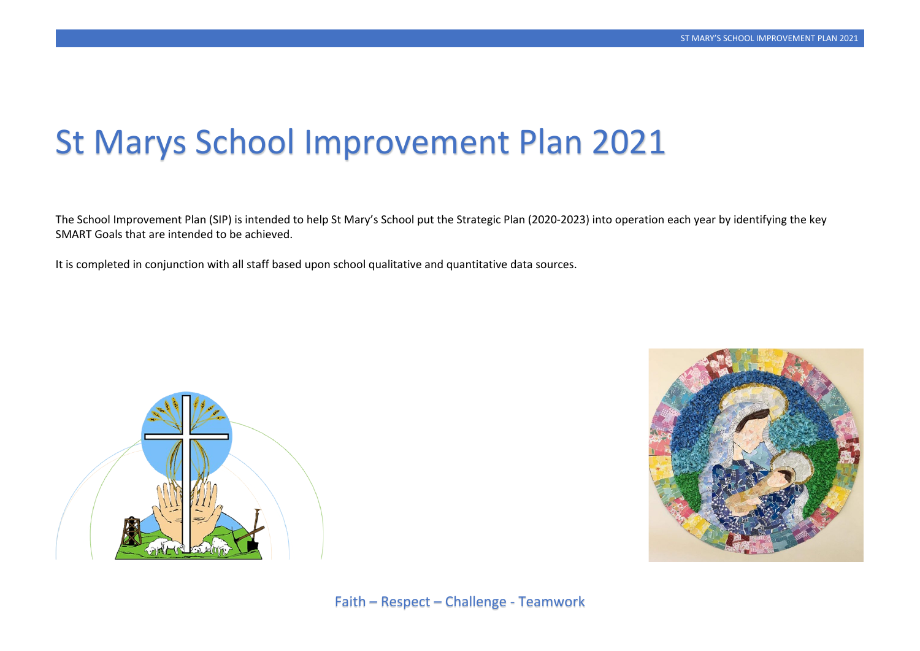# St Marys School Improvement Plan 2021

The School Improvement Plan (SIP) is intended to help St Mary's School put the Strategic Plan (2020-2023) into operation each year by identifying the key SMART Goals that are intended to be achieved.

It is completed in conjunction with all staff based upon school qualitative and quantitative data sources.

Faith – Respect – Challenge - Teamwork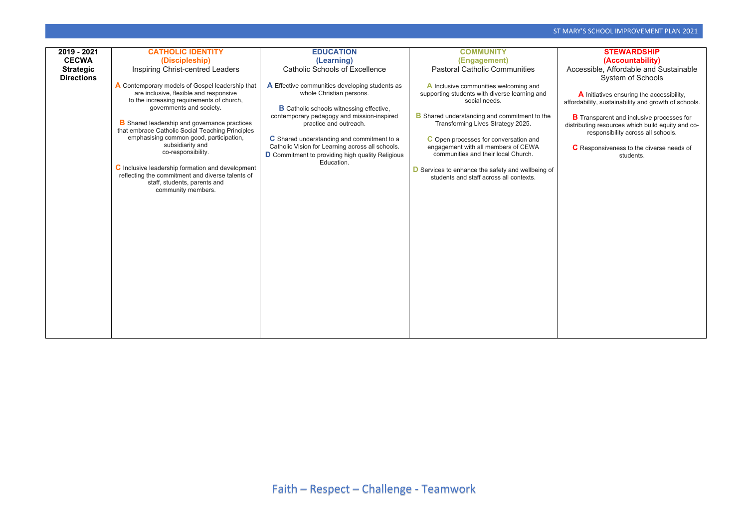| 2019 - 2021 CECWA Strategic Directions | CATHOLIC IDENTITY (Discipleship) Inspiring Christ-centred Leaders | EDUCATION (Learning) Catholic Schools of Excellence | COMMUNITY (Engagement) Pastoral Catholic Communities | STEWARDSHIP (Accountability) Accessible, Affordable and Sustainable System of Schools |
|---|---|---|---|---|
| | **A** Contemporary models of Gospel leadership that are inclusive, flexible and responsive to the increasing requirements of church, governments and society.<br><br>**B** Shared leadership and governance practices that embrace Catholic Social Teaching Principles emphasising common good, participation, subsidiarity and co-responsibility.<br><br>**C** Inclusive leadership formation and development reflecting the commitment and diverse talents of staff, students, parents and community members. | **A** Effective communities developing students as whole Christian persons.<br><br>**B** Catholic schools witnessing effective, contemporary pedagogy and mission-inspired practice and outreach.<br><br>**C** Shared understanding and commitment to a Catholic Vision for Learning across all schools.<br>**D** Commitment to providing high quality Religious Education. | **A** Inclusive communities welcoming and supporting students with diverse learning and social needs.<br><br>**B** Shared understanding and commitment to the Transforming Lives Strategy 2025.<br><br>**C** Open processes for conversation and engagement with all members of CEWA communities and their local Church.<br><br>**D** Services to enhance the safety and wellbeing of students and staff across all contexts. | **A** Initiatives ensuring the accessibility, affordability, sustainability and growth of schools.<br><br>**B** Transparent and inclusive processes for distributing resources which build equity and co-responsibility across all schools.<br><br>**C** Responsiveness to the diverse needs of students. |

Faith – Respect – Challenge - Teamwork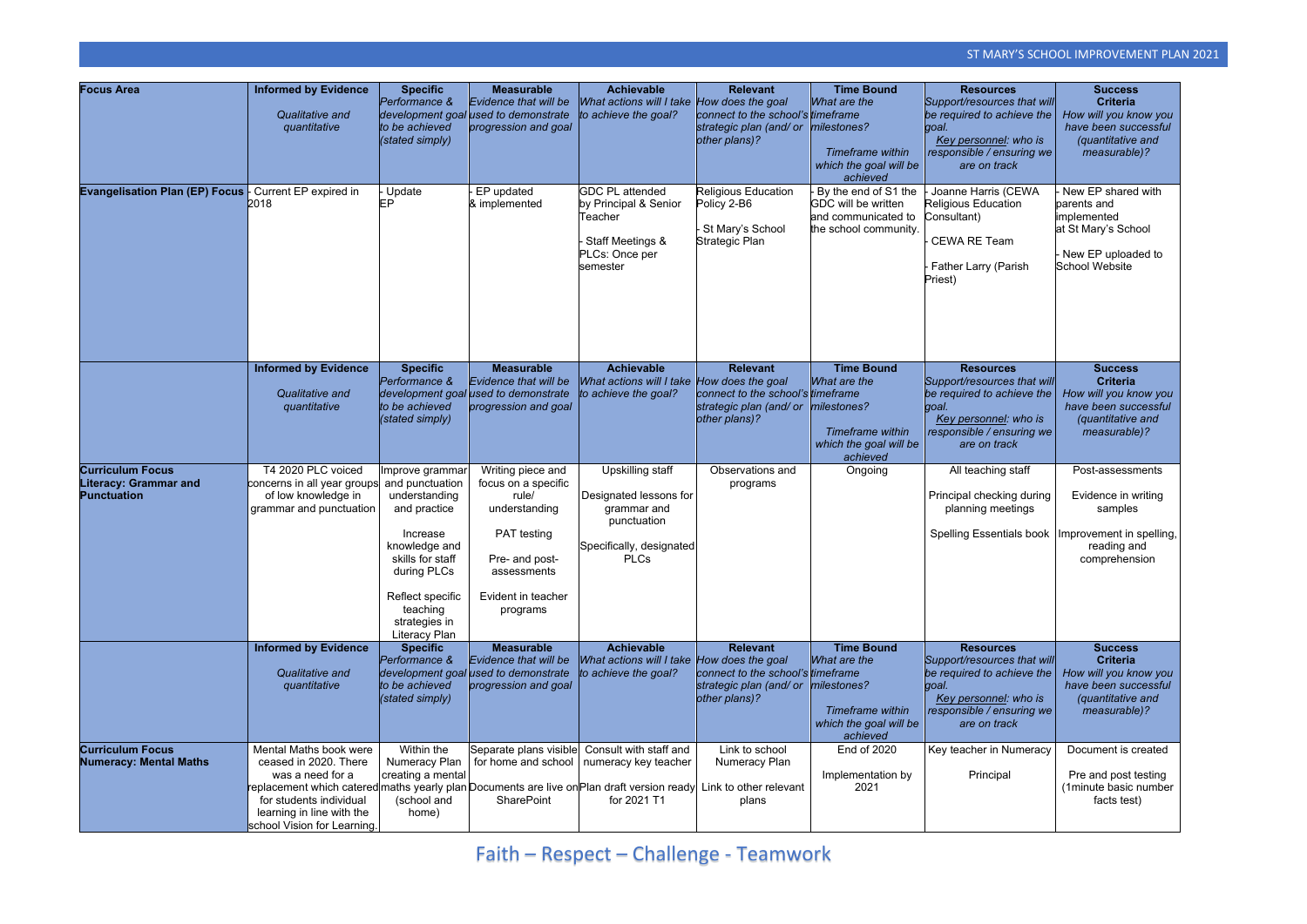| Focus Area | Informed by Evidence<br>*Qualitative and quantitative* | Specific<br>*Performance & development goal to be achieved (stated simply)* | Measurable<br>*Evidence that will be used to demonstrate progression and goal* | Achievable<br>*What actions will I take to achieve the goal?* | Relevant<br>*How does the goal connect to the school's strategic plan (and/ or other plans)?* | Time Bound<br>*What are the timeframe milestones?*<br>*Timeframe within which the goal will be achieved* | Resources<br>*Support/resources that will be required to achieve the goal.*<br>*Key personnel: who is responsible / ensuring we are on track* | Success Criteria<br>*How will you know you have been successful (quantitative and measurable)?* |
|---|---|---|---|---|---|---|---|---|
| **Evangelisation Plan (EP) Focus** | - Current EP expired in 2018 | - Update EP | - EP updated & implemented | GDC PL attended by Principal & Senior Teacher<br>- Staff Meetings & PLCs: Once per semester | Religious Education Policy 2-B6<br>- St Mary's School Strategic Plan | - By the end of S1 the GDC will be written and communicated to the school community. | - Joanne Harris (CEWA Religious Education Consultant)<br>- CEWA RE Team<br>- Father Larry (Parish Priest) | - New EP shared with parents and implemented at St Mary's School<br>- New EP uploaded to School Website |
| | **Informed by Evidence**<br>*Qualitative and quantitative* | **Specific**<br>*Performance & development goal to be achieved (stated simply)* | **Measurable**<br>*Evidence that will be used to demonstrate progression and goal* | **Achievable**<br>*What actions will I take to achieve the goal?* | **Relevant**<br>*How does the goal connect to the school's strategic plan (and/ or other plans)?* | **Time Bound**<br>*What are the timeframe milestones?*<br>*Timeframe within which the goal will be achieved* | **Resources**<br>*Support/resources that will be required to achieve the goal.*<br>*Key personnel: who is responsible / ensuring we are on track* | **Success Criteria**<br>*How will you know you have been successful (quantitative and measurable)?* |
| **Curriculum Focus Literacy: Grammar and Punctuation** | T4 2020 PLC voiced concerns in all year groups of low knowledge in grammar and punctuation | Improve grammar and punctuation understanding and practice<br>Increase knowledge and skills for staff during PLCs<br>Reflect specific teaching strategies in Literacy Plan | Writing piece and focus on a specific rule/ understanding<br>PAT testing<br>Pre- and post- assessments<br>Evident in teacher programs | Upskilling staff<br>Designated lessons for grammar and punctuation<br>Specifically, designated PLCs | Observations and programs | Ongoing | All teaching staff<br>Principal checking during planning meetings<br>Spelling Essentials book | Post-assessments<br>Evidence in writing samples<br>Improvement in spelling, reading and comprehension |
| | **Informed by Evidence**<br>*Qualitative and quantitative* | **Specific**<br>*Performance & development goal to be achieved (stated simply)* | **Measurable**<br>*Evidence that will be used to demonstrate progression and goal* | **Achievable**<br>*What actions will I take to achieve the goal?* | **Relevant**<br>*How does the goal connect to the school's strategic plan (and/ or other plans)?* | **Time Bound**<br>*What are the timeframe milestones?*<br>*Timeframe within which the goal will be achieved* | **Resources**<br>*Support/resources that will be required to achieve the goal.*<br>*Key personnel: who is responsible / ensuring we are on track* | **Success Criteria**<br>*How will you know you have been successful (quantitative and measurable)?* |
| **Curriculum Focus Numeracy: Mental Maths** | Mental Maths book were ceased in 2020. There was a need for a replacement which catered for students individual learning in line with the school Vision for Learning. | Within the Numeracy Plan creating a mental maths yearly plan (school and home) | Separate plans visible for home and school Documents are live on SharePoint | Consult with staff and numeracy key teacher Plan draft version ready for 2021 T1 | Link to school Numeracy Plan<br>Link to other relevant plans | End of 2020<br>Implementation by 2021 | Key teacher in Numeracy<br>Principal | Document is created<br>Pre and post testing (1minute basic number facts test) |

Faith – Respect – Challenge - Teamwork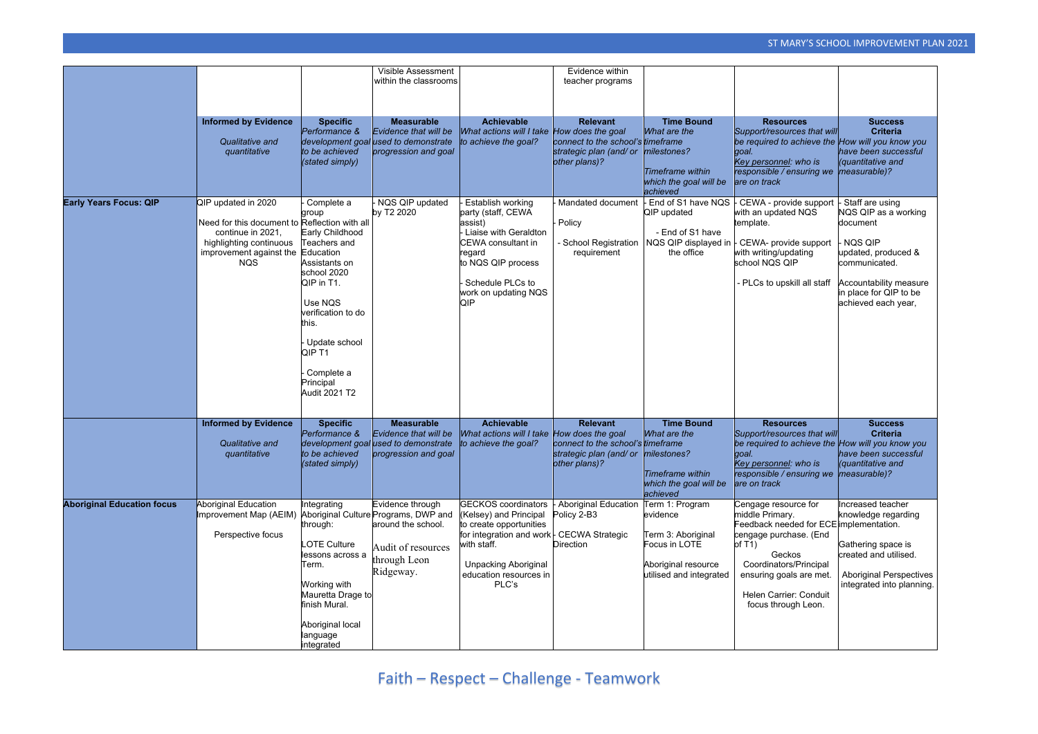| | | | Visible Assessment within the classrooms | | Evidence within teacher programs | | | |
|---|---|---|---|---|---|---|---|---|
| | **Informed by Evidence** *Qualitative and quantitative* | **Specific** *Performance & development goal to be achieved (stated simply)* | **Measurable** *Evidence that will be used to demonstrate progression and goal* | **Achievable** *What actions will I take to achieve the goal?* | **Relevant** *How does the goal connect to the school's strategic plan (and/ or other plans)?* | **Time Bound** *What are the timeframe milestones? Timeframe within which the goal will be achieved* | **Resources** *Support/resources that will be required to achieve the goal. Key personnel: who is responsible / ensuring we are on track* | **Success Criteria** *How will you know you have been successful (quantitative and measurable)?* |
| **Early Years Focus: QIP** | QIP updated in 2020<br>Need for this document to continue in 2021, highlighting continuous improvement against the NQS | - Complete a group Reflection with all Early Childhood Teachers and Education Assistants on school 2020 QIP in T1.<br>Use NQS verification to do this.<br>- Update school QIP T1<br>- Complete a Principal Audit 2021 T2 | - NQS QIP updated by T2 2020 | - Establish working party (staff, CEWA assist)<br>- Liaise with Geraldton CEWA consultant in regard to NQS QIP process<br>- Schedule PLCs to work on updating NQS QIP | - Mandated document<br>- Policy<br>- School Registration requirement | - End of S1 have NQS QIP updated<br>- End of S1 have NQS QIP displayed in the office | - CEWA - provide support with an updated NQS template.<br>- CEWA- provide support with writing/updating school NQS QIP<br>- PLCs to upskill all staff | - Staff are using NQS QIP as a working document<br>- NQS QIP updated, produced & communicated.<br>Accountability measure in place for QIP to be achieved each year, |
| | **Informed by Evidence** *Qualitative and quantitative* | **Specific** *Performance & development goal to be achieved (stated simply)* | **Measurable** *Evidence that will be used to demonstrate progression and goal* | **Achievable** *What actions will I take to achieve the goal?* | **Relevant** *How does the goal connect to the school's strategic plan (and/ or other plans)?* | **Time Bound** *What are the timeframe milestones? Timeframe within which the goal will be achieved* | **Resources** *Support/resources that will be required to achieve the goal. Key personnel: who is responsible / ensuring we are on track* | **Success Criteria** *How will you know you have been successful (quantitative and measurable)?* |
| **Aboriginal Education focus** | Aboriginal Education Improvement Map (AEIM)<br>Perspective focus | Integrating Aboriginal Culture through:<br>LOTE Culture lessons across a Term.<br>Working with Mauretta Drage to finish Mural.<br>Aboriginal local language integrated | Evidence through Programs, DWP and around the school.<br>Audit of resources through Leon Ridgeway. | GECKOS coordinators (Kelsey) and Principal to create opportunities for integration and work with staff.<br>Unpacking Aboriginal education resources in PLC's | - Aboriginal Education Policy 2-B3<br>- CECWA Strategic Direction | Term 1: Program evidence<br>Term 3: Aboriginal Focus in LOTE<br>Aboriginal resource utilised and integrated | Cengage resource for middle Primary.<br>Feedback needed for ECE cengage purchase. (End of T1)<br>Geckos Coordinators/Principal ensuring goals are met.<br>Helen Carrier: Conduit focus through Leon. | Increased teacher knowledge regarding implementation.<br>Gathering space is created and utilised.<br>Aboriginal Perspectives integrated into planning. |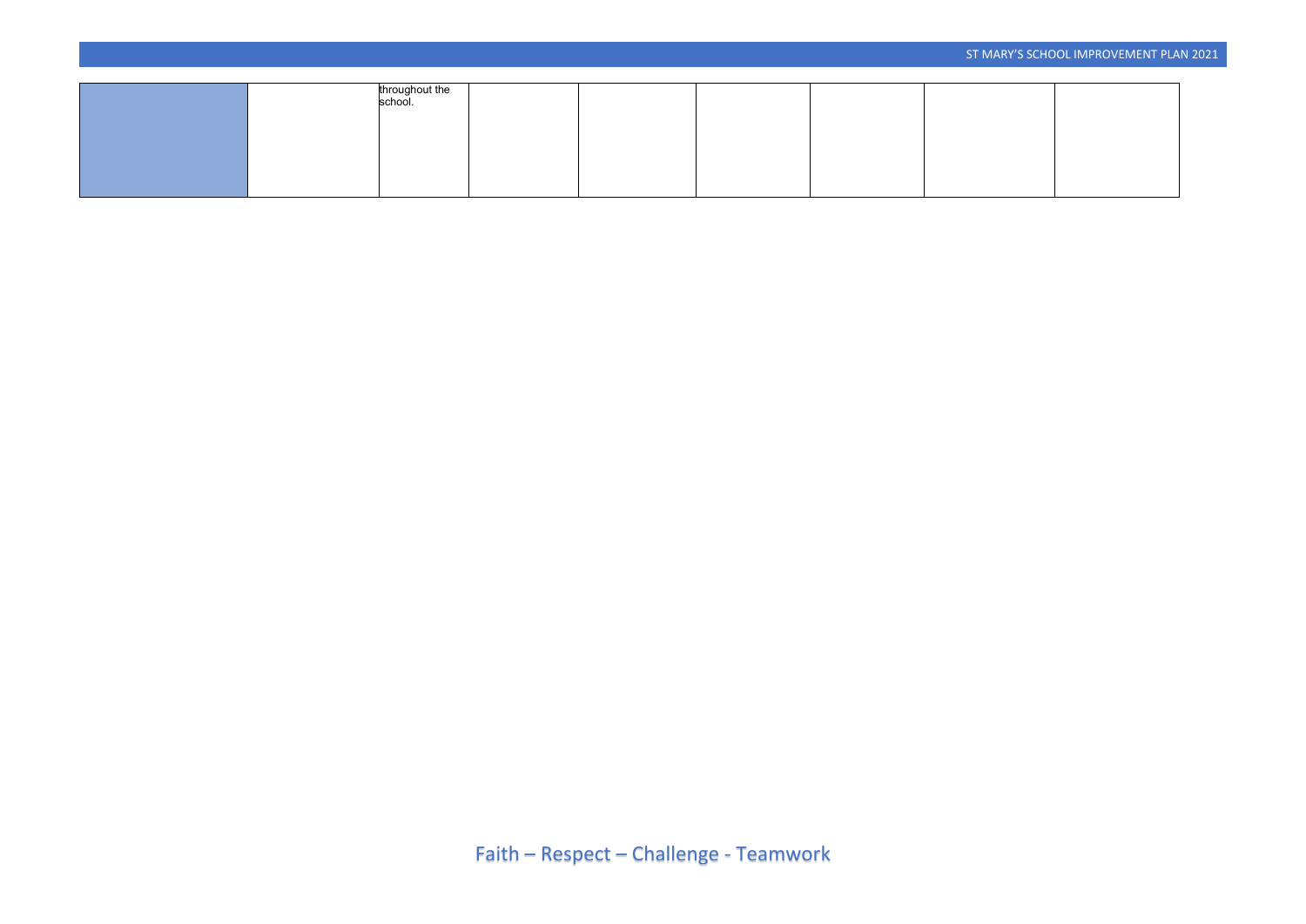| | | | | | | | | |
|---|---|---|---|---|---|---|---|---|
| | | throughout the school. | | | | | | |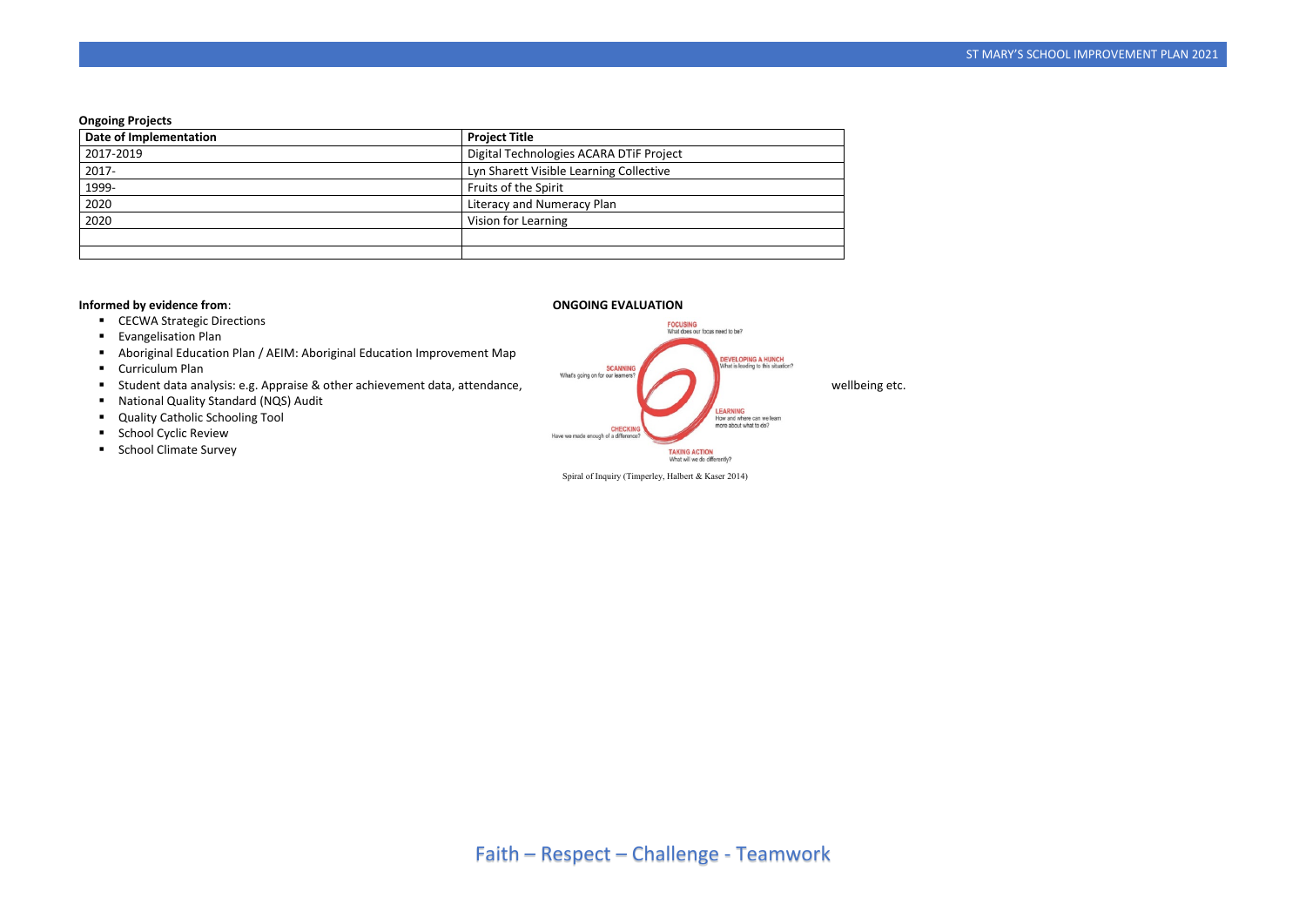**Ongoing Projects**

| Date of Implementation | Project Title |
|---|---|
| 2017-2019 | Digital Technologies ACARA DTiF Project |
| 2017- | Lyn Sharett Visible Learning Collective |
| 1999- | Fruits of the Spirit |
| 2020 | Literacy and Numeracy Plan |
| 2020 | Vision for Learning |
| | |
| | |

**Informed by evidence from**:

- CECWA Strategic Directions
- Evangelisation Plan
- Aboriginal Education Plan / AEIM: Aboriginal Education Improvement Map
- Curriculum Plan
- Student data analysis: e.g. Appraise & other achievement data, attendance, wellbeing etc.
- National Quality Standard (NQS) Audit
- Quality Catholic Schooling Tool
- School Cyclic Review
- School Climate Survey

**ONGOING EVALUATION**

FOCUSING
What does our focus need to be?

DEVELOPING A HUNCH
What is leading to this situation?

LEARNING
How and where can we learn more about what to do?

TAKING ACTION
What will we do differently?

CHECKING
Have we made enough of a difference?

SCANNING
What's going on for our learners?

Spiral of Inquiry (Timperley, Halbert & Kaser 2014)

Faith – Respect – Challenge - Teamwork